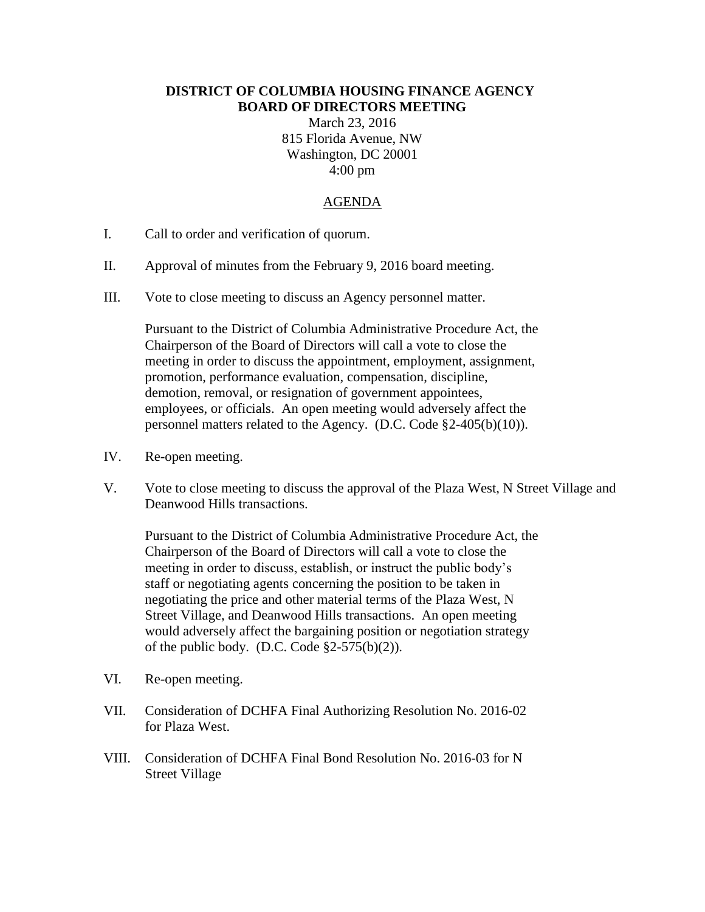**DISTRICT OF COLUMBIA HOUSING FINANCE AGENCY**
**BOARD OF DIRECTORS MEETING**

March 23, 2016
815 Florida Avenue, NW
Washington, DC 20001
4:00 pm

AGENDA

I. Call to order and verification of quorum.

II. Approval of minutes from the February 9, 2016 board meeting.

III. Vote to close meeting to discuss an Agency personnel matter.

Pursuant to the District of Columbia Administrative Procedure Act, the Chairperson of the Board of Directors will call a vote to close the meeting in order to discuss the appointment, employment, assignment, promotion, performance evaluation, compensation, discipline, demotion, removal, or resignation of government appointees, employees, or officials. An open meeting would adversely affect the personnel matters related to the Agency. (D.C. Code §2-405(b)(10)).

IV. Re-open meeting.

V. Vote to close meeting to discuss the approval of the Plaza West, N Street Village and Deanwood Hills transactions.

Pursuant to the District of Columbia Administrative Procedure Act, the Chairperson of the Board of Directors will call a vote to close the meeting in order to discuss, establish, or instruct the public body's staff or negotiating agents concerning the position to be taken in negotiating the price and other material terms of the Plaza West, N Street Village, and Deanwood Hills transactions. An open meeting would adversely affect the bargaining position or negotiation strategy of the public body. (D.C. Code §2-575(b)(2)).

VI. Re-open meeting.

VII. Consideration of DCHFA Final Authorizing Resolution No. 2016-02 for Plaza West.

VIII. Consideration of DCHFA Final Bond Resolution No. 2016-03 for N Street Village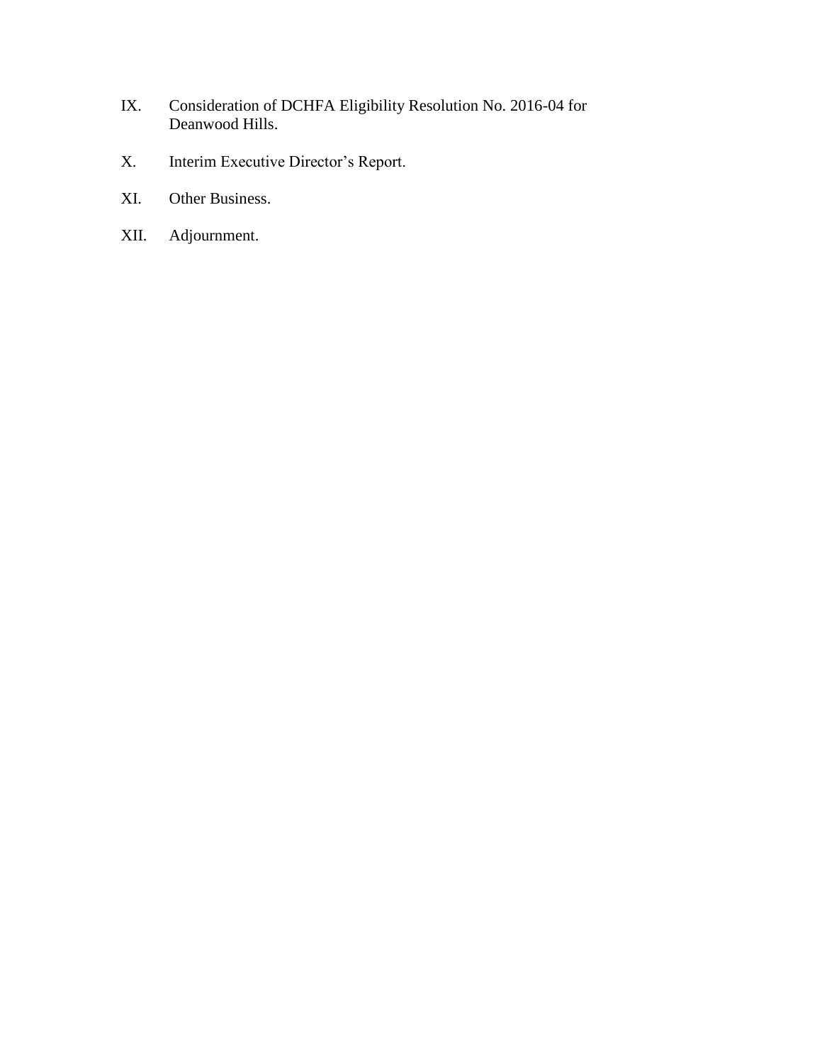IX. Consideration of DCHFA Eligibility Resolution No. 2016-04 for Deanwood Hills.

X. Interim Executive Director's Report.

XI. Other Business.

XII. Adjournment.